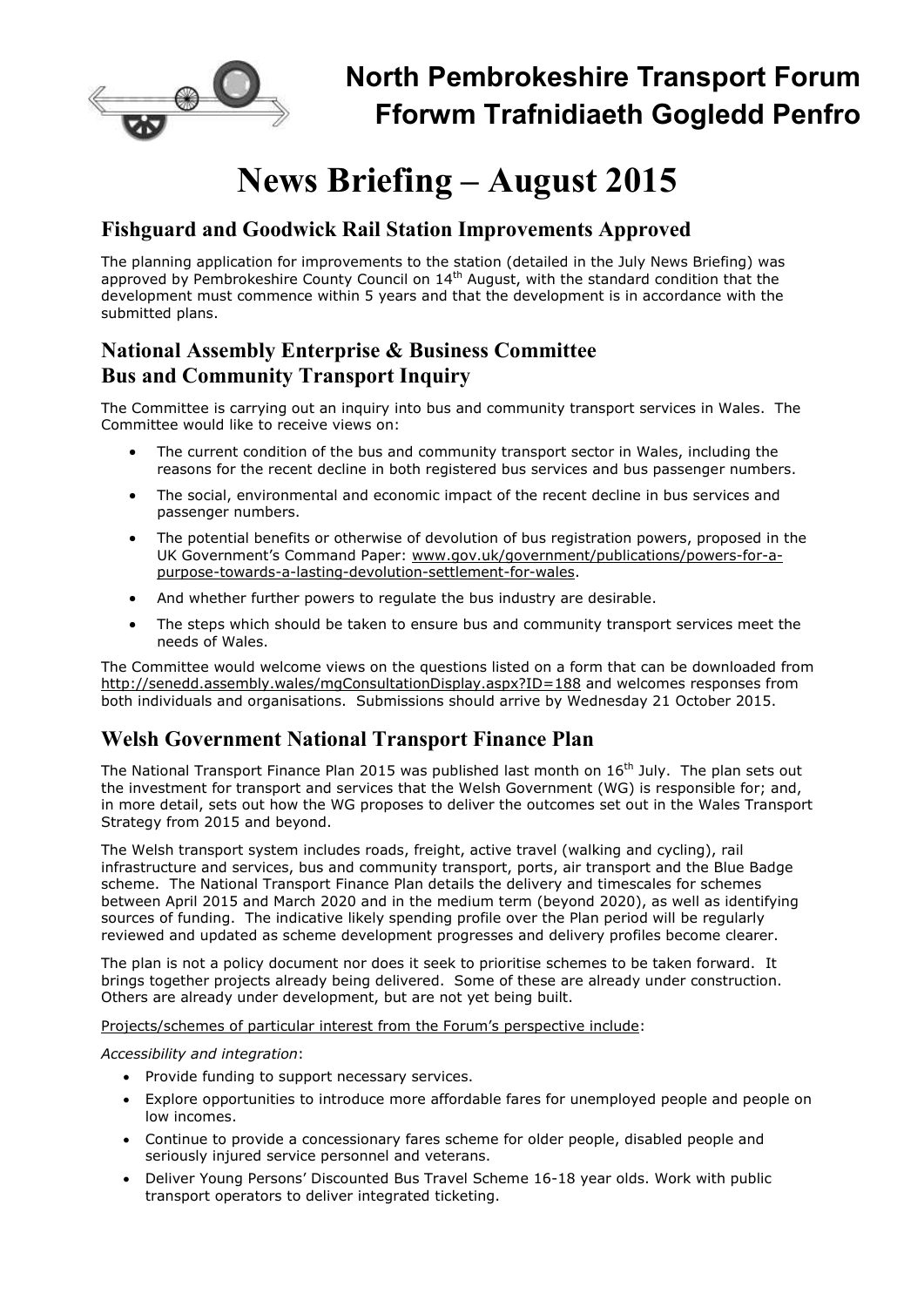# North Pembrokeshire Transport Forum
# Fforwm Trafnidiaeth Gogledd Penfro

# News Briefing – August 2015

## Fishguard and Goodwick Rail Station Improvements Approved

The planning application for improvements to the station (detailed in the July News Briefing) was approved by Pembrokeshire County Council on 14th August, with the standard condition that the development must commence within 5 years and that the development is in accordance with the submitted plans.

## National Assembly Enterprise & Business Committee
## Bus and Community Transport Inquiry

The Committee is carrying out an inquiry into bus and community transport services in Wales. The Committee would like to receive views on:

- The current condition of the bus and community transport sector in Wales, including the reasons for the recent decline in both registered bus services and bus passenger numbers.
- The social, environmental and economic impact of the recent decline in bus services and passenger numbers.
- The potential benefits or otherwise of devolution of bus registration powers, proposed in the UK Government's Command Paper: www.gov.uk/government/publications/powers-for-a-purpose-towards-a-lasting-devolution-settlement-for-wales.
- And whether further powers to regulate the bus industry are desirable.
- The steps which should be taken to ensure bus and community transport services meet the needs of Wales.

The Committee would welcome views on the questions listed on a form that can be downloaded from http://senedd.assembly.wales/mgConsultationDisplay.aspx?ID=188 and welcomes responses from both individuals and organisations. Submissions should arrive by Wednesday 21 October 2015.

## Welsh Government National Transport Finance Plan

The National Transport Finance Plan 2015 was published last month on 16th July. The plan sets out the investment for transport and services that the Welsh Government (WG) is responsible for; and, in more detail, sets out how the WG proposes to deliver the outcomes set out in the Wales Transport Strategy from 2015 and beyond.

The Welsh transport system includes roads, freight, active travel (walking and cycling), rail infrastructure and services, bus and community transport, ports, air transport and the Blue Badge scheme. The National Transport Finance Plan details the delivery and timescales for schemes between April 2015 and March 2020 and in the medium term (beyond 2020), as well as identifying sources of funding. The indicative likely spending profile over the Plan period will be regularly reviewed and updated as scheme development progresses and delivery profiles become clearer.

The plan is not a policy document nor does it seek to prioritise schemes to be taken forward. It brings together projects already being delivered. Some of these are already under construction. Others are already under development, but are not yet being built.

Projects/schemes of particular interest from the Forum's perspective include:

*Accessibility and integration*:

- Provide funding to support necessary services.
- Explore opportunities to introduce more affordable fares for unemployed people and people on low incomes.
- Continue to provide a concessionary fares scheme for older people, disabled people and seriously injured service personnel and veterans.
- Deliver Young Persons' Discounted Bus Travel Scheme 16-18 year olds. Work with public transport operators to deliver integrated ticketing.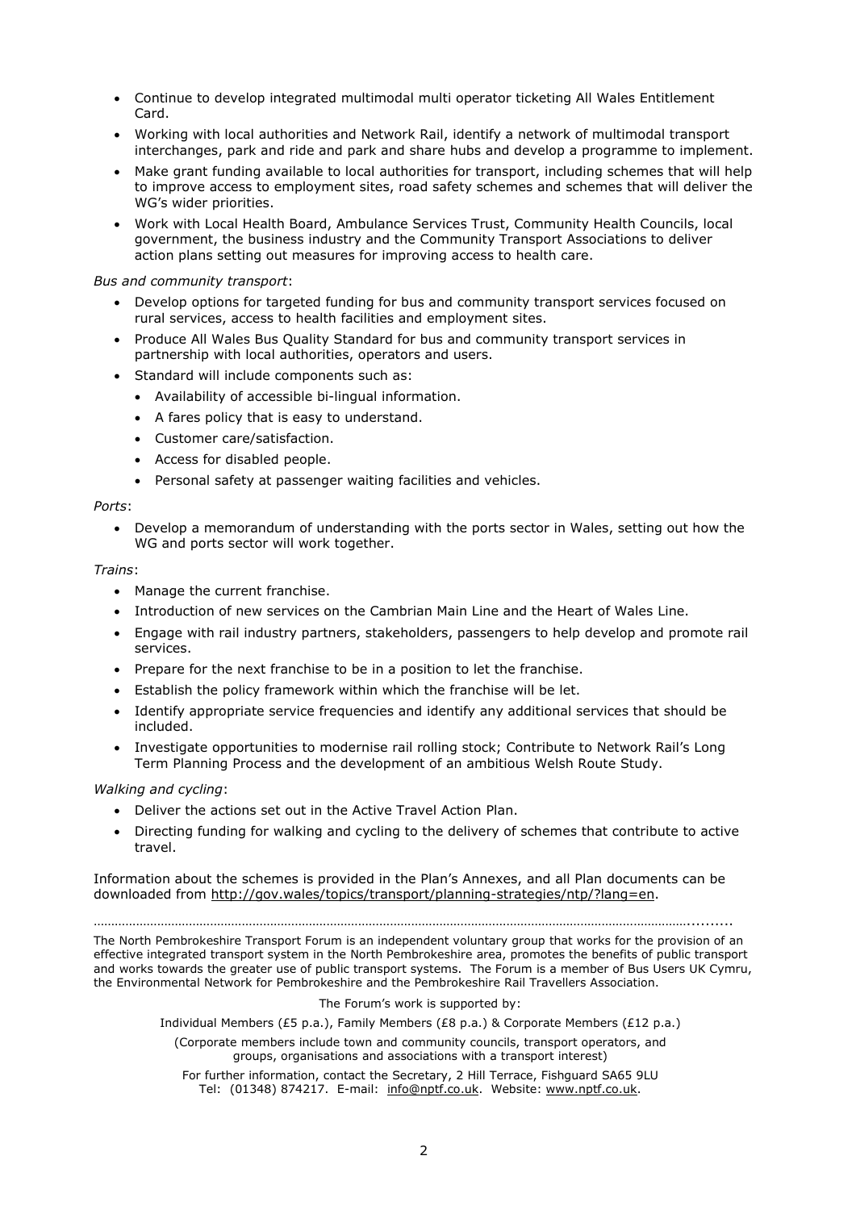- Continue to develop integrated multimodal multi operator ticketing All Wales Entitlement Card.
- Working with local authorities and Network Rail, identify a network of multimodal transport interchanges, park and ride and park and share hubs and develop a programme to implement.
- Make grant funding available to local authorities for transport, including schemes that will help to improve access to employment sites, road safety schemes and schemes that will deliver the WG's wider priorities.
- Work with Local Health Board, Ambulance Services Trust, Community Health Councils, local government, the business industry and the Community Transport Associations to deliver action plans setting out measures for improving access to health care.

*Bus and community transport*:

- Develop options for targeted funding for bus and community transport services focused on rural services, access to health facilities and employment sites.
- Produce All Wales Bus Quality Standard for bus and community transport services in partnership with local authorities, operators and users.
- Standard will include components such as:
  - Availability of accessible bi-lingual information.
  - A fares policy that is easy to understand.
  - Customer care/satisfaction.
  - Access for disabled people.
  - Personal safety at passenger waiting facilities and vehicles.

*Ports*:

- Develop a memorandum of understanding with the ports sector in Wales, setting out how the WG and ports sector will work together.

*Trains*:

- Manage the current franchise.
- Introduction of new services on the Cambrian Main Line and the Heart of Wales Line.
- Engage with rail industry partners, stakeholders, passengers to help develop and promote rail services.
- Prepare for the next franchise to be in a position to let the franchise.
- Establish the policy framework within which the franchise will be let.
- Identify appropriate service frequencies and identify any additional services that should be included.
- Investigate opportunities to modernise rail rolling stock; Contribute to Network Rail's Long Term Planning Process and the development of an ambitious Welsh Route Study.

*Walking and cycling*:

- Deliver the actions set out in the Active Travel Action Plan.
- Directing funding for walking and cycling to the delivery of schemes that contribute to active travel.

Information about the schemes is provided in the Plan's Annexes, and all Plan documents can be downloaded from http://gov.wales/topics/transport/planning-strategies/ntp/?lang=en.

---

The North Pembrokeshire Transport Forum is an independent voluntary group that works for the provision of an effective integrated transport system in the North Pembrokeshire area, promotes the benefits of public transport and works towards the greater use of public transport systems. The Forum is a member of Bus Users UK Cymru, the Environmental Network for Pembrokeshire and the Pembrokeshire Rail Travellers Association.

The Forum's work is supported by:

Individual Members (£5 p.a.), Family Members (£8 p.a.) & Corporate Members (£12 p.a.)

(Corporate members include town and community councils, transport operators, and groups, organisations and associations with a transport interest)

For further information, contact the Secretary, 2 Hill Terrace, Fishguard SA65 9LU
Tel: (01348) 874217. E-mail: info@nptf.co.uk. Website: www.nptf.co.uk.